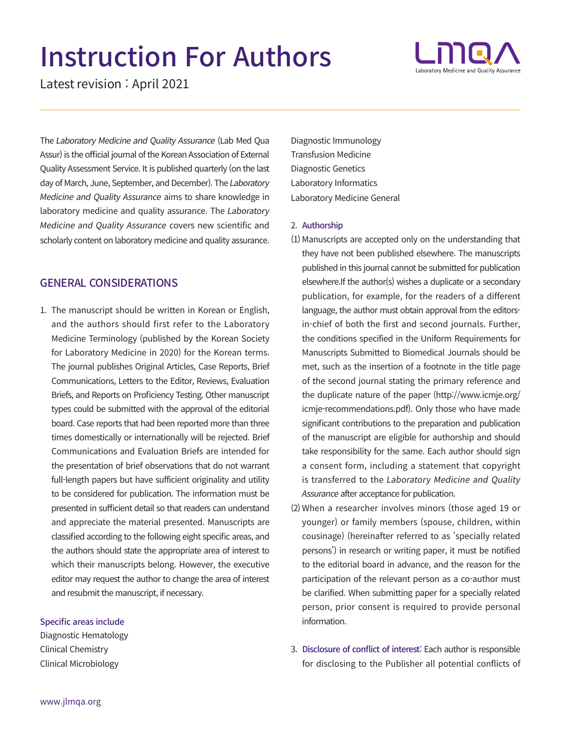# Instruction For Authors

Latest revision：April 2021

The *Laboratory Medicine and Quality Assurance* (Lab Med Qua Assur) is the official journal of the Korean Association of External Quality Assessment Service. It is published quarterly (on the last day of March, June, September, and December). The *Laboratory Medicine and Quality Assurance* aims to share knowledge in laboratory medicine and quality assurance. The *Laboratory Medicine and Quality Assurance* covers new scientific and scholarly content on laboratory medicine and quality assurance.

## GENERAL CONSIDERATIONS

1. The manuscript should be written in Korean or English, and the authors should first refer to the Laboratory Medicine Terminology (published by the Korean Society for Laboratory Medicine in 2020) for the Korean terms. The journal publishes Original Articles, Case Reports, Brief Communications, Letters to the Editor, Reviews, Evaluation Briefs, and Reports on Proficiency Testing. Other manuscript types could be submitted with the approval of the editorial board. Case reports that had been reported more than three times domestically or internationally will be rejected. Brief Communications and Evaluation Briefs are intended for the presentation of brief observations that do not warrant full-length papers but have sufficient originality and utility to be considered for publication. The information must be presented in sufficient detail so that readers can understand and appreciate the material presented. Manuscripts are classified according to the following eight specific areas, and the authors should state the appropriate area of interest to which their manuscripts belong. However, the executive editor may request the author to change the area of interest and resubmit the manuscript, if necessary.

**Specific areas include**

Diagnostic Hematology
Clinical Chemistry
Clinical Microbiology
Diagnostic Immunology
Transfusion Medicine
Diagnostic Genetics
Laboratory Informatics
Laboratory Medicine General

2. **Authorship**

(1) Manuscripts are accepted only on the understanding that they have not been published elsewhere. The manuscripts published in this journal cannot be submitted for publication elsewhere.If the author(s) wishes a duplicate or a secondary publication, for example, for the readers of a different language, the author must obtain approval from the editors-in-chief of both the first and second journals. Further, the conditions specified in the Uniform Requirements for Manuscripts Submitted to Biomedical Journals should be met, such as the insertion of a footnote in the title page of the second journal stating the primary reference and the duplicate nature of the paper (http://www.icmje.org/icmje-recommendations.pdf). Only those who have made significant contributions to the preparation and publication of the manuscript are eligible for authorship and should take responsibility for the same. Each author should sign a consent form, including a statement that copyright is transferred to the *Laboratory Medicine and Quality Assurance* after acceptance for publication.

(2) When a researcher involves minors (those aged 19 or younger) or family members (spouse, children, within cousinage) (hereinafter referred to as 'specially related persons') in research or writing paper, it must be notified to the editorial board in advance, and the reason for the participation of the relevant person as a co-author must be clarified. When submitting paper for a specially related person, prior consent is required to provide personal information.

3. **Disclosure of conflict of interest:** Each author is responsible for disclosing to the Publisher all potential conflicts of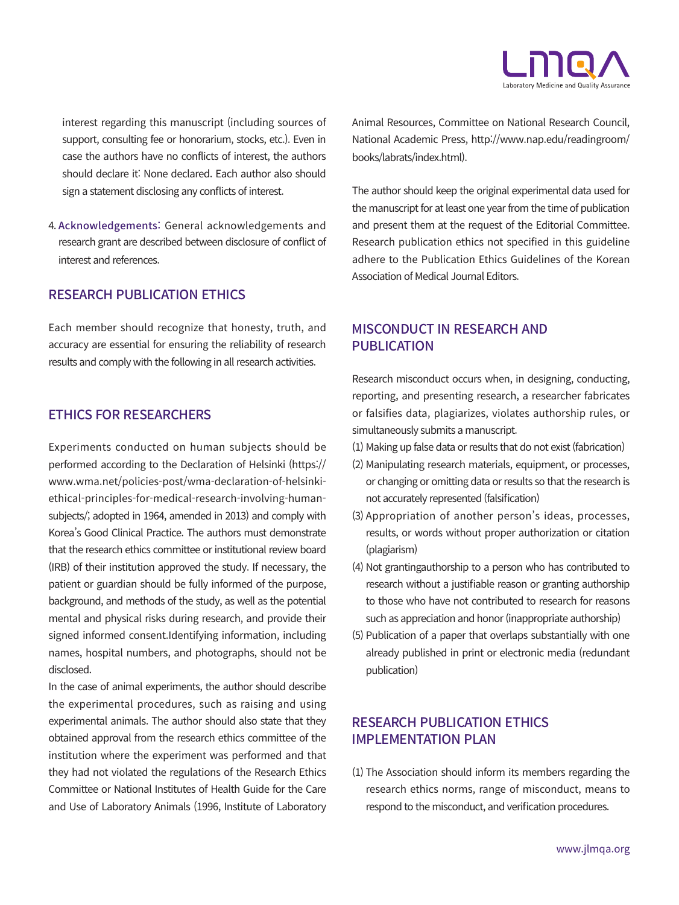interest regarding this manuscript (including sources of support, consulting fee or honorarium, stocks, etc.). Even in case the authors have no conflicts of interest, the authors should declare it: None declared. Each author also should sign a statement disclosing any conflicts of interest.

4. **Acknowledgements:** General acknowledgements and research grant are described between disclosure of conflict of interest and references.

## RESEARCH PUBLICATION ETHICS

Each member should recognize that honesty, truth, and accuracy are essential for ensuring the reliability of research results and comply with the following in all research activities.

## ETHICS FOR RESEARCHERS

Experiments conducted on human subjects should be performed according to the Declaration of Helsinki (https://www.wma.net/policies-post/wma-declaration-of-helsinki-ethical-principles-for-medical-research-involving-human-subjects/; adopted in 1964, amended in 2013) and comply with Korea's Good Clinical Practice. The authors must demonstrate that the research ethics committee or institutional review board (IRB) of their institution approved the study. If necessary, the patient or guardian should be fully informed of the purpose, background, and methods of the study, as well as the potential mental and physical risks during research, and provide their signed informed consent.Identifying information, including names, hospital numbers, and photographs, should not be disclosed.

In the case of animal experiments, the author should describe the experimental procedures, such as raising and using experimental animals. The author should also state that they obtained approval from the research ethics committee of the institution where the experiment was performed and that they had not violated the regulations of the Research Ethics Committee or National Institutes of Health Guide for the Care and Use of Laboratory Animals (1996, Institute of Laboratory Animal Resources, Committee on National Research Council, National Academic Press, http://www.nap.edu/readingroom/books/labrats/index.html).

The author should keep the original experimental data used for the manuscript for at least one year from the time of publication and present them at the request of the Editorial Committee. Research publication ethics not specified in this guideline adhere to the Publication Ethics Guidelines of the Korean Association of Medical Journal Editors.

## MISCONDUCT IN RESEARCH AND PUBLICATION

Research misconduct occurs when, in designing, conducting, reporting, and presenting research, a researcher fabricates or falsifies data, plagiarizes, violates authorship rules, or simultaneously submits a manuscript.

(1) Making up false data or results that do not exist (fabrication)
(2) Manipulating research materials, equipment, or processes, or changing or omitting data or results so that the research is not accurately represented (falsification)
(3) Appropriation of another person's ideas, processes, results, or words without proper authorization or citation (plagiarism)
(4) Not grantingauthorship to a person who has contributed to research without a justifiable reason or granting authorship to those who have not contributed to research for reasons such as appreciation and honor (inappropriate authorship)
(5) Publication of a paper that overlaps substantially with one already published in print or electronic media (redundant publication)

## RESEARCH PUBLICATION ETHICS IMPLEMENTATION PLAN

(1) The Association should inform its members regarding the research ethics norms, range of misconduct, means to respond to the misconduct, and verification procedures.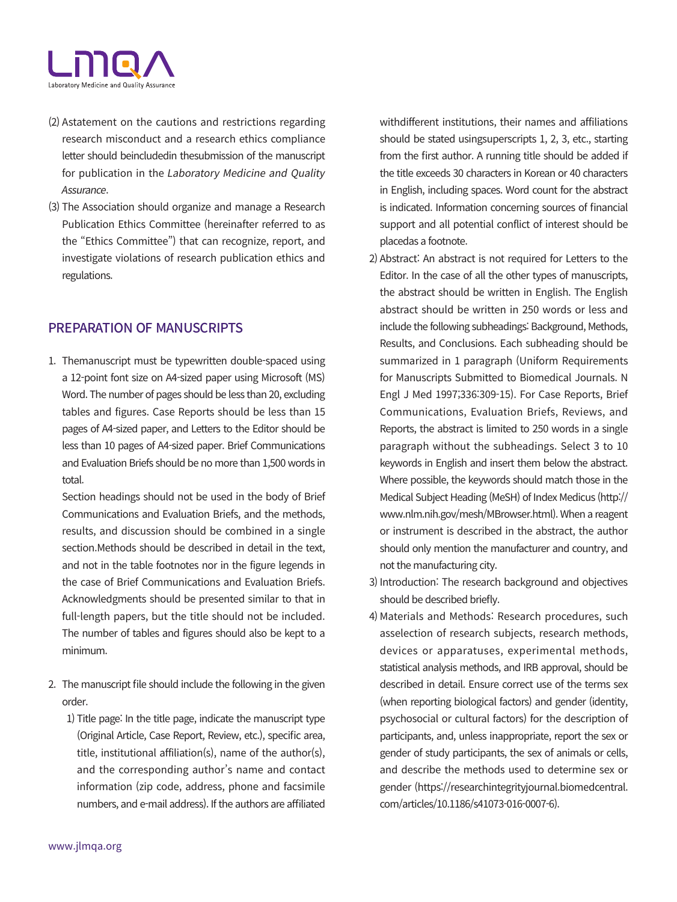(2) Astatement on the cautions and restrictions regarding research misconduct and a research ethics compliance letter should beincludedin thesubmission of the manuscript for publication in the *Laboratory Medicine and Quality Assurance*.

(3) The Association should organize and manage a Research Publication Ethics Committee (hereinafter referred to as the "Ethics Committee") that can recognize, report, and investigate violations of research publication ethics and regulations.

## PREPARATION OF MANUSCRIPTS

1. Themanuscript must be typewritten double-spaced using a 12-point font size on A4-sized paper using Microsoft (MS) Word. The number of pages should be less than 20, excluding tables and figures. Case Reports should be less than 15 pages of A4-sized paper, and Letters to the Editor should be less than 10 pages of A4-sized paper. Brief Communications and Evaluation Briefs should be no more than 1,500 words in total.

   Section headings should not be used in the body of Brief Communications and Evaluation Briefs, and the methods, results, and discussion should be combined in a single section.Methods should be described in detail in the text, and not in the table footnotes nor in the figure legends in the case of Brief Communications and Evaluation Briefs. Acknowledgments should be presented similar to that in full-length papers, but the title should not be included. The number of tables and figures should also be kept to a minimum.

2. The manuscript file should include the following in the given order.

   1) Title page: In the title page, indicate the manuscript type (Original Article, Case Report, Review, etc.), specific area, title, institutional affiliation(s), name of the author(s), and the corresponding author's name and contact information (zip code, address, phone and facsimile numbers, and e-mail address). If the authors are affiliated withdifferent institutions, their names and affiliations should be stated usingsuperscripts 1, 2, 3, etc., starting from the first author. A running title should be added if the title exceeds 30 characters in Korean or 40 characters in English, including spaces. Word count for the abstract is indicated. Information concerning sources of financial support and all potential conflict of interest should be placedas a footnote.

   2) Abstract: An abstract is not required for Letters to the Editor. In the case of all the other types of manuscripts, the abstract should be written in English. The English abstract should be written in 250 words or less and include the following subheadings: Background, Methods, Results, and Conclusions. Each subheading should be summarized in 1 paragraph (Uniform Requirements for Manuscripts Submitted to Biomedical Journals. N Engl J Med 1997;336:309-15). For Case Reports, Brief Communications, Evaluation Briefs, Reviews, and Reports, the abstract is limited to 250 words in a single paragraph without the subheadings. Select 3 to 10 keywords in English and insert them below the abstract. Where possible, the keywords should match those in the Medical Subject Heading (MeSH) of Index Medicus (http://www.nlm.nih.gov/mesh/MBrowser.html). When a reagent or instrument is described in the abstract, the author should only mention the manufacturer and country, and not the manufacturing city.

   3) Introduction: The research background and objectives should be described briefly.

   4) Materials and Methods: Research procedures, such asselection of research subjects, research methods, devices or apparatuses, experimental methods, statistical analysis methods, and IRB approval, should be described in detail. Ensure correct use of the terms sex (when reporting biological factors) and gender (identity, psychosocial or cultural factors) for the description of participants, and, unless inappropriate, report the sex or gender of study participants, the sex of animals or cells, and describe the methods used to determine sex or gender (https://researchintegrityjournal.biomedcentral.com/articles/10.1186/s41073-016-0007-6).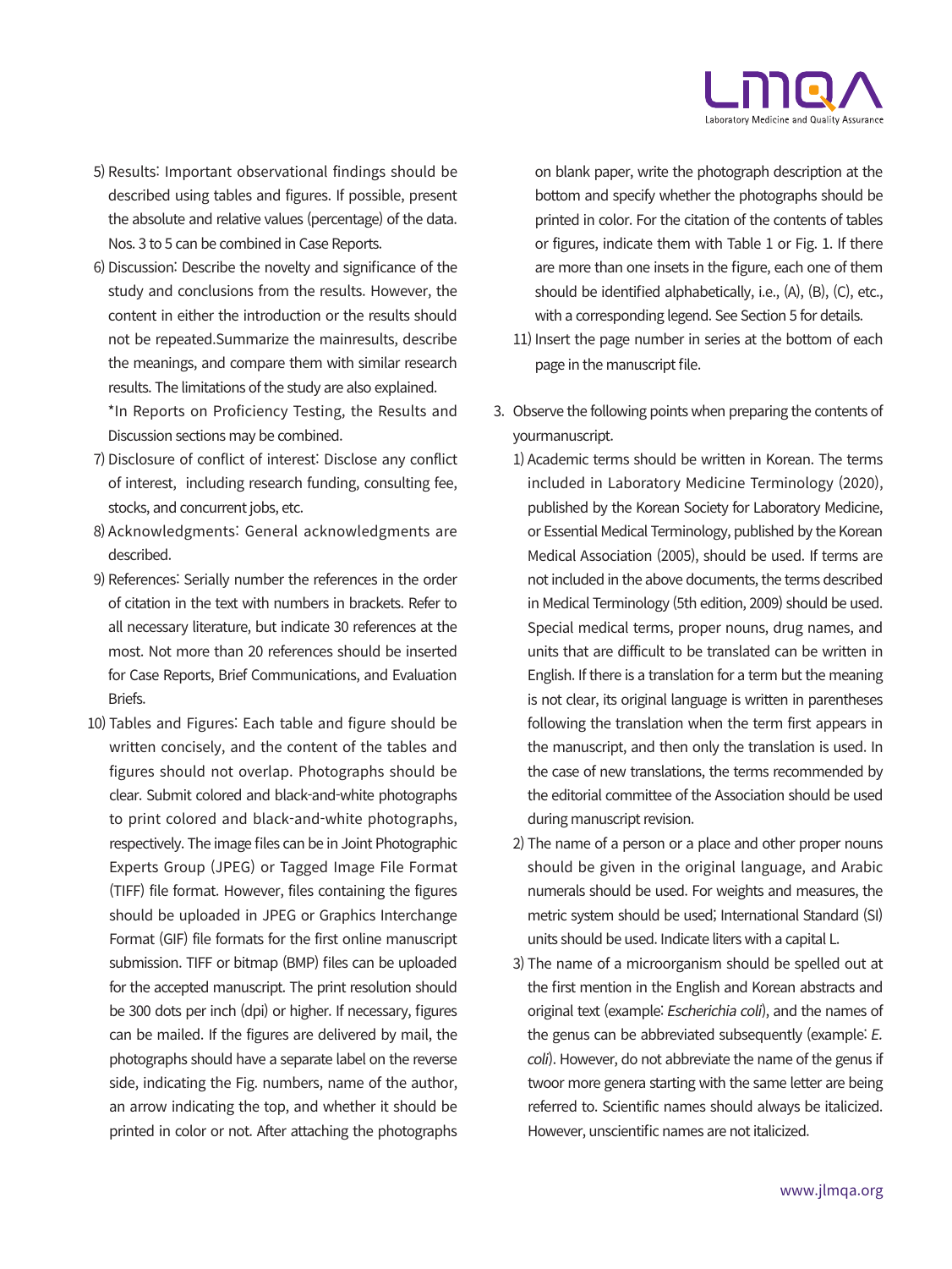5) Results: Important observational findings should be described using tables and figures. If possible, present the absolute and relative values (percentage) of the data. Nos. 3 to 5 can be combined in Case Reports.

6) Discussion: Describe the novelty and significance of the study and conclusions from the results. However, the content in either the introduction or the results should not be repeated.Summarize the mainresults, describe the meanings, and compare them with similar research results. The limitations of the study are also explained.

   *In Reports on Proficiency Testing, the Results and Discussion sections may be combined.

7) Disclosure of conflict of interest: Disclose any conflict of interest, including research funding, consulting fee, stocks, and concurrent jobs, etc.

8) Acknowledgments: General acknowledgments are described.

9) References: Serially number the references in the order of citation in the text with numbers in brackets. Refer to all necessary literature, but indicate 30 references at the most. Not more than 20 references should be inserted for Case Reports, Brief Communications, and Evaluation Briefs.

10) Tables and Figures: Each table and figure should be written concisely, and the content of the tables and figures should not overlap. Photographs should be clear. Submit colored and black-and-white photographs to print colored and black-and-white photographs, respectively. The image files can be in Joint Photographic Experts Group (JPEG) or Tagged Image File Format (TIFF) file format. However, files containing the figures should be uploaded in JPEG or Graphics Interchange Format (GIF) file formats for the first online manuscript submission. TIFF or bitmap (BMP) files can be uploaded for the accepted manuscript. The print resolution should be 300 dots per inch (dpi) or higher. If necessary, figures can be mailed. If the figures are delivered by mail, the photographs should have a separate label on the reverse side, indicating the Fig. numbers, name of the author, an arrow indicating the top, and whether it should be printed in color or not. After attaching the photographs on blank paper, write the photograph description at the bottom and specify whether the photographs should be printed in color. For the citation of the contents of tables or figures, indicate them with Table 1 or Fig. 1. If there are more than one insets in the figure, each one of them should be identified alphabetically, i.e., (A), (B), (C), etc., with a corresponding legend. See Section 5 for details.

11) Insert the page number in series at the bottom of each page in the manuscript file.

3. Observe the following points when preparing the contents of yourmanuscript.

   1) Academic terms should be written in Korean. The terms included in Laboratory Medicine Terminology (2020), published by the Korean Society for Laboratory Medicine, or Essential Medical Terminology, published by the Korean Medical Association (2005), should be used. If terms are not included in the above documents, the terms described in Medical Terminology (5th edition, 2009) should be used. Special medical terms, proper nouns, drug names, and units that are difficult to be translated can be written in English. If there is a translation for a term but the meaning is not clear, its original language is written in parentheses following the translation when the term first appears in the manuscript, and then only the translation is used. In the case of new translations, the terms recommended by the editorial committee of the Association should be used during manuscript revision.

   2) The name of a person or a place and other proper nouns should be given in the original language, and Arabic numerals should be used. For weights and measures, the metric system should be used; International Standard (SI) units should be used. Indicate liters with a capital L.

   3) The name of a microorganism should be spelled out at the first mention in the English and Korean abstracts and original text (example: *Escherichia coli*), and the names of the genus can be abbreviated subsequently (example: *E. coli*). However, do not abbreviate the name of the genus if twoor more genera starting with the same letter are being referred to. Scientific names should always be italicized. However, unscientific names are not italicized.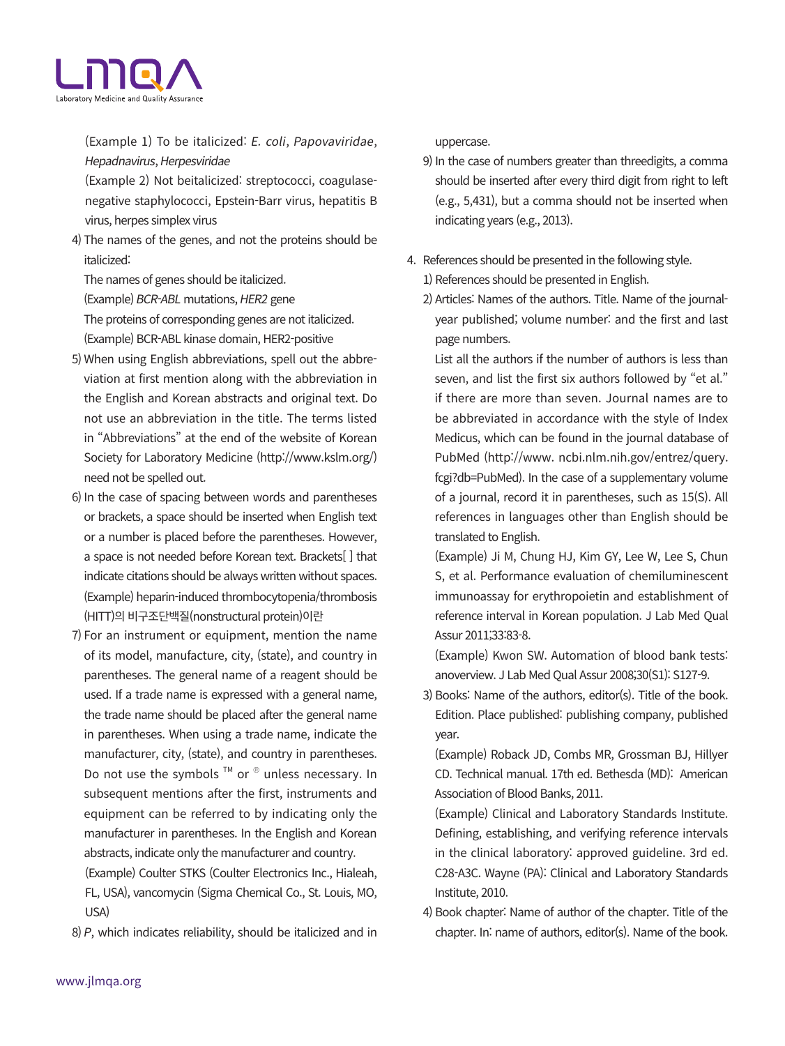(Example 1) To be italicized: *E. coli*, *Papovaviridae*, *Hepadnavirus*, *Herpesviridae*

(Example 2) Not beitalicized: streptococci, coagulase-negative staphylococci, Epstein-Barr virus, hepatitis B virus, herpes simplex virus

4) The names of the genes, and not the proteins should be italicized:

The names of genes should be italicized.

(Example) *BCR-ABL* mutations, *HER2* gene

The proteins of corresponding genes are not italicized.

(Example) BCR-ABL kinase domain, HER2-positive

5) When using English abbreviations, spell out the abbreviation at first mention along with the abbreviation in the English and Korean abstracts and original text. Do not use an abbreviation in the title. The terms listed in "Abbreviations" at the end of the website of Korean Society for Laboratory Medicine (http://www.kslm.org/) need not be spelled out.

6) In the case of spacing between words and parentheses or brackets, a space should be inserted when English text or a number is placed before the parentheses. However, a space is not needed before Korean text. Brackets[ ] that indicate citations should be always written without spaces.

(Example) heparin-induced thrombocytopenia/thrombosis (HITT)의 비구조단백질(nonstructural protein)이란

7) For an instrument or equipment, mention the name of its model, manufacture, city, (state), and country in parentheses. The general name of a reagent should be used. If a trade name is expressed with a general name, the trade name should be placed after the general name in parentheses. When using a trade name, indicate the manufacturer, city, (state), and country in parentheses. Do not use the symbols ™ or ® unless necessary. In subsequent mentions after the first, instruments and equipment can be referred to by indicating only the manufacturer in parentheses. In the English and Korean abstracts, indicate only the manufacturer and country.

(Example) Coulter STKS (Coulter Electronics Inc., Hialeah, FL, USA), vancomycin (Sigma Chemical Co., St. Louis, MO, USA)

8) *P*, which indicates reliability, should be italicized and in uppercase.

9) In the case of numbers greater than threedigits, a comma should be inserted after every third digit from right to left (e.g., 5,431), but a comma should not be inserted when indicating years (e.g., 2013).

4. References should be presented in the following style.

1) References should be presented in English.

2) Articles: Names of the authors. Title. Name of the journal-year published; volume number: and the first and last page numbers.

List all the authors if the number of authors is less than seven, and list the first six authors followed by "et al." if there are more than seven. Journal names are to be abbreviated in accordance with the style of Index Medicus, which can be found in the journal database of PubMed (http://www. ncbi.nlm.nih.gov/entrez/query.fcgi?db=PubMed). In the case of a supplementary volume of a journal, record it in parentheses, such as 15(S). All references in languages other than English should be translated to English.

(Example) Ji M, Chung HJ, Kim GY, Lee W, Lee S, Chun S, et al. Performance evaluation of chemiluminescent immunoassay for erythropoietin and establishment of reference interval in Korean population. J Lab Med Qual Assur 2011;33:83-8.

(Example) Kwon SW. Automation of blood bank tests: anoverview. J Lab Med Qual Assur 2008;30(S1): S127-9.

3) Books: Name of the authors, editor(s). Title of the book. Edition. Place published: publishing company, published year.

(Example) Roback JD, Combs MR, Grossman BJ, Hillyer CD. Technical manual. 17th ed. Bethesda (MD): American Association of Blood Banks, 2011.

(Example) Clinical and Laboratory Standards Institute. Defining, establishing, and verifying reference intervals in the clinical laboratory: approved guideline. 3rd ed. C28-A3C. Wayne (PA): Clinical and Laboratory Standards Institute, 2010.

4) Book chapter: Name of author of the chapter. Title of the chapter. In: name of authors, editor(s). Name of the book.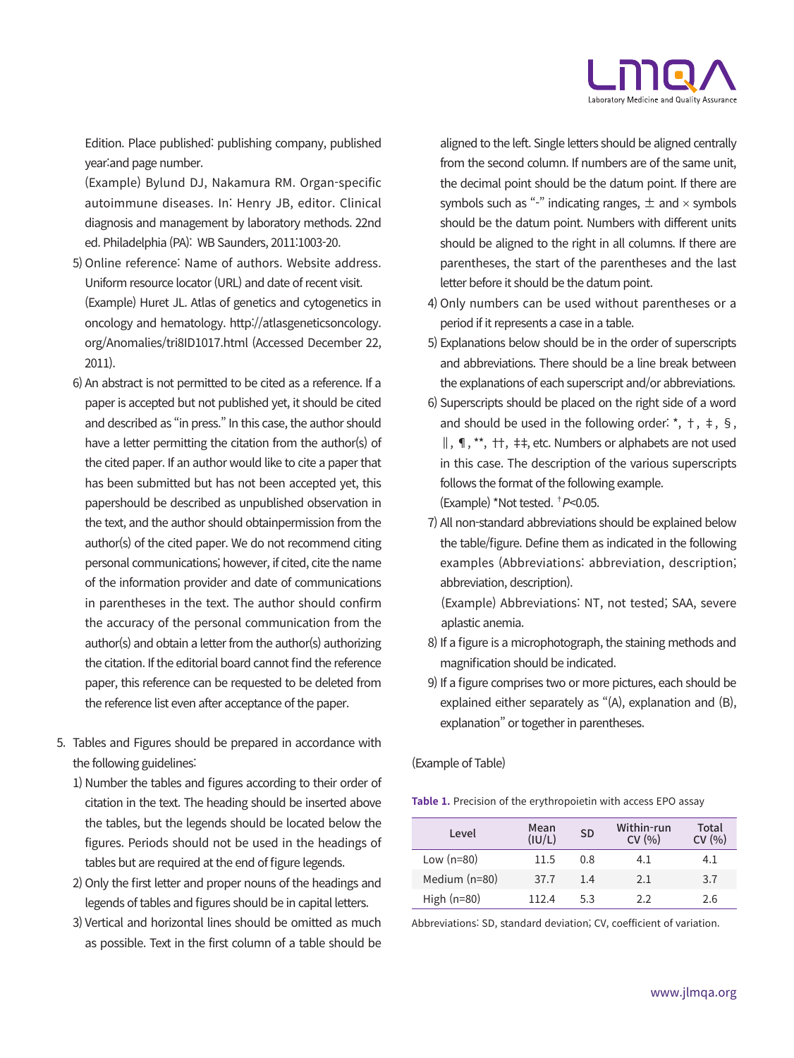Edition. Place published: publishing company, published year:and page number.

(Example) Bylund DJ, Nakamura RM. Organ-specific autoimmune diseases. In: Henry JB, editor. Clinical diagnosis and management by laboratory methods. 22nd ed. Philadelphia (PA): WB Saunders, 2011:1003-20.

5) Online reference: Name of authors. Website address. Uniform resource locator (URL) and date of recent visit.
   (Example) Huret JL. Atlas of genetics and cytogenetics in oncology and hematology. http://atlasgeneticsoncology.org/Anomalies/tri8ID1017.html (Accessed December 22, 2011).
6) An abstract is not permitted to be cited as a reference. If a paper is accepted but not published yet, it should be cited and described as "in press." In this case, the author should have a letter permitting the citation from the author(s) of the cited paper. If an author would like to cite a paper that has been submitted but has not been accepted yet, this papershould be described as unpublished observation in the text, and the author should obtainpermission from the author(s) of the cited paper. We do not recommend citing personal communications; however, if cited, cite the name of the information provider and date of communications in parentheses in the text. The author should confirm the accuracy of the personal communication from the author(s) and obtain a letter from the author(s) authorizing the citation. If the editorial board cannot find the reference paper, this reference can be requested to be deleted from the reference list even after acceptance of the paper.

5. Tables and Figures should be prepared in accordance with the following guidelines:
   1) Number the tables and figures according to their order of citation in the text. The heading should be inserted above the tables, but the legends should be located below the figures. Periods should not be used in the headings of tables but are required at the end of figure legends.
   2) Only the first letter and proper nouns of the headings and legends of tables and figures should be in capital letters.
   3) Vertical and horizontal lines should be omitted as much as possible. Text in the first column of a table should be aligned to the left. Single letters should be aligned centrally from the second column. If numbers are of the same unit, the decimal point should be the datum point. If there are symbols such as "-" indicating ranges, ± and × symbols should be the datum point. Numbers with different units should be aligned to the right in all columns. If there are parentheses, the start of the parentheses and the last letter before it should be the datum point.
   4) Only numbers can be used without parentheses or a period if it represents a case in a table.
   5) Explanations below should be in the order of superscripts and abbreviations. There should be a line break between the explanations of each superscript and/or abbreviations.
   6) Superscripts should be placed on the right side of a word and should be used in the following order: \*, †, ‡, §, ‖, ¶, \*\*, ††, ‡‡, etc. Numbers or alphabets are not used in this case. The description of the various superscripts follows the format of the following example.
      (Example) \*Not tested. †*P*<0.05.
   7) All non-standard abbreviations should be explained below the table/figure. Define them as indicated in the following examples (Abbreviations: abbreviation, description; abbreviation, description).
      (Example) Abbreviations: NT, not tested; SAA, severe aplastic anemia.
   8) If a figure is a microphotograph, the staining methods and magnification should be indicated.
   9) If a figure comprises two or more pictures, each should be explained either separately as "(A), explanation and (B), explanation" or together in parentheses.

(Example of Table)

**Table 1.** Precision of the erythropoietin with access EPO assay

| Level | Mean (IU/L) | SD | Within-run CV (%) | Total CV (%) |
|---|---|---|---|---|
| Low (n=80) | 11.5 | 0.8 | 4.1 | 4.1 |
| Medium (n=80) | 37.7 | 1.4 | 2.1 | 3.7 |
| High (n=80) | 112.4 | 5.3 | 2.2 | 2.6 |

Abbreviations: SD, standard deviation; CV, coefficient of variation.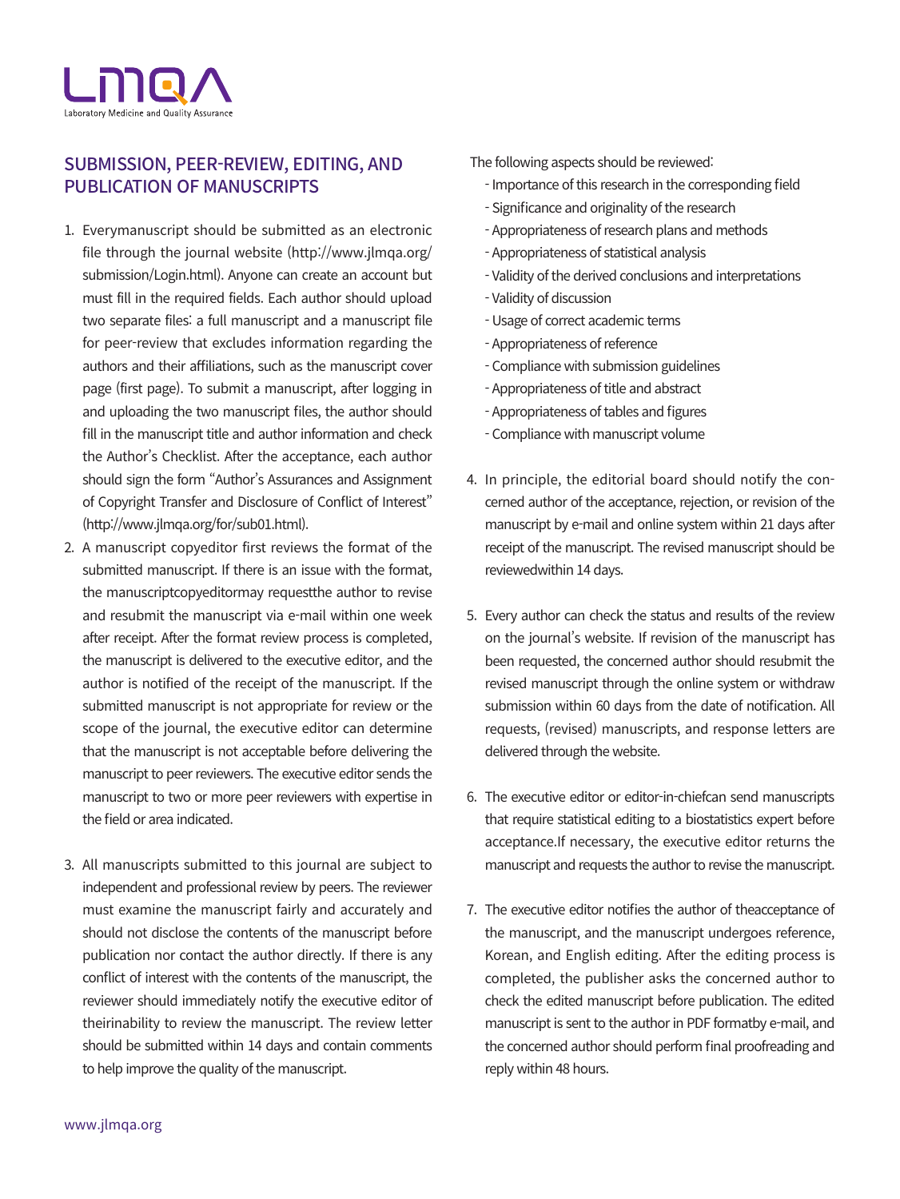## SUBMISSION, PEER-REVIEW, EDITING, AND PUBLICATION OF MANUSCRIPTS

1. Everymanuscript should be submitted as an electronic file through the journal website (http://www.jlmqa.org/submission/Login.html). Anyone can create an account but must fill in the required fields. Each author should upload two separate files: a full manuscript and a manuscript file for peer-review that excludes information regarding the authors and their affiliations, such as the manuscript cover page (first page). To submit a manuscript, after logging in and uploading the two manuscript files, the author should fill in the manuscript title and author information and check the Author's Checklist. After the acceptance, each author should sign the form "Author's Assurances and Assignment of Copyright Transfer and Disclosure of Conflict of Interest" (http://www.jlmqa.org/for/sub01.html).
2. A manuscript copyeditor first reviews the format of the submitted manuscript. If there is an issue with the format, the manuscriptcopyeditormay requestthe author to revise and resubmit the manuscript via e-mail within one week after receipt. After the format review process is completed, the manuscript is delivered to the executive editor, and the author is notified of the receipt of the manuscript. If the submitted manuscript is not appropriate for review or the scope of the journal, the executive editor can determine that the manuscript is not acceptable before delivering the manuscript to peer reviewers. The executive editor sends the manuscript to two or more peer reviewers with expertise in the field or area indicated.
3. All manuscripts submitted to this journal are subject to independent and professional review by peers. The reviewer must examine the manuscript fairly and accurately and should not disclose the contents of the manuscript before publication nor contact the author directly. If there is any conflict of interest with the contents of the manuscript, the reviewer should immediately notify the executive editor of theirinability to review the manuscript. The review letter should be submitted within 14 days and contain comments to help improve the quality of the manuscript.

   The following aspects should be reviewed:
   - Importance of this research in the corresponding field
   - Significance and originality of the research
   - Appropriateness of research plans and methods
   - Appropriateness of statistical analysis
   - Validity of the derived conclusions and interpretations
   - Validity of discussion
   - Usage of correct academic terms
   - Appropriateness of reference
   - Compliance with submission guidelines
   - Appropriateness of title and abstract
   - Appropriateness of tables and figures
   - Compliance with manuscript volume
4. In principle, the editorial board should notify the concerned author of the acceptance, rejection, or revision of the manuscript by e-mail and online system within 21 days after receipt of the manuscript. The revised manuscript should be reviewedwithin 14 days.
5. Every author can check the status and results of the review on the journal's website. If revision of the manuscript has been requested, the concerned author should resubmit the revised manuscript through the online system or withdraw submission within 60 days from the date of notification. All requests, (revised) manuscripts, and response letters are delivered through the website.
6. The executive editor or editor-in-chiefcan send manuscripts that require statistical editing to a biostatistics expert before acceptance.If necessary, the executive editor returns the manuscript and requests the author to revise the manuscript.
7. The executive editor notifies the author of theacceptance of the manuscript, and the manuscript undergoes reference, Korean, and English editing. After the editing process is completed, the publisher asks the concerned author to check the edited manuscript before publication. The edited manuscript is sent to the author in PDF formatby e-mail, and the concerned author should perform final proofreading and reply within 48 hours.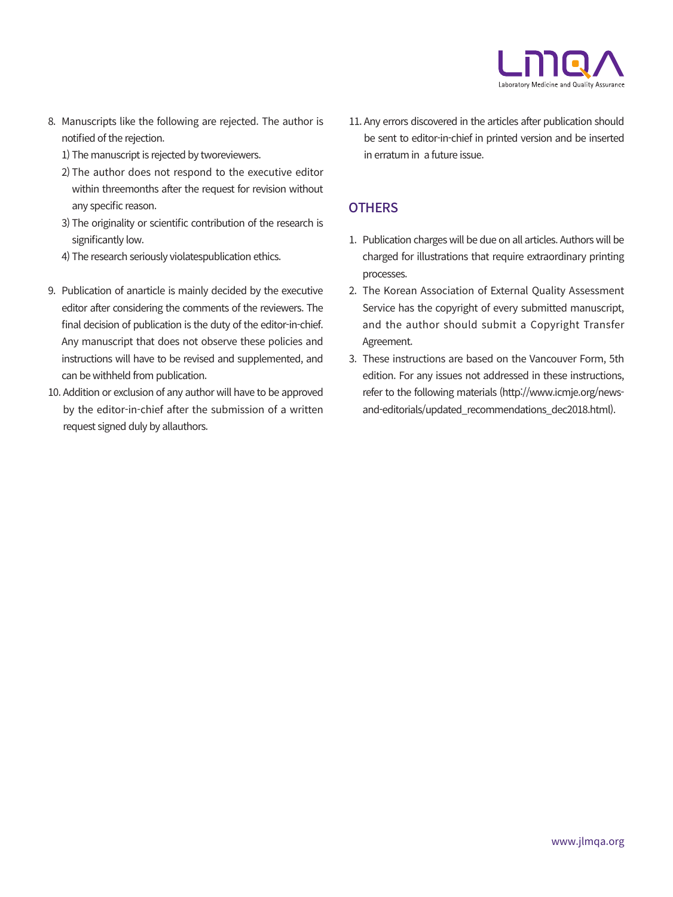8. Manuscripts like the following are rejected. The author is notified of the rejection.
   1) The manuscript is rejected by tworeviewers.
   2) The author does not respond to the executive editor within threemonths after the request for revision without any specific reason.
   3) The originality or scientific contribution of the research is significantly low.
   4) The research seriously violatespublication ethics.

9. Publication of anarticle is mainly decided by the executive editor after considering the comments of the reviewers. The final decision of publication is the duty of the editor-in-chief. Any manuscript that does not observe these policies and instructions will have to be revised and supplemented, and can be withheld from publication.
10. Addition or exclusion of any author will have to be approved by the editor-in-chief after the submission of a written request signed duly by allauthors.
11. Any errors discovered in the articles after publication should be sent to editor-in-chief in printed version and be inserted in erratum in a future issue.

## OTHERS

1. Publication charges will be due on all articles. Authors will be charged for illustrations that require extraordinary printing processes.
2. The Korean Association of External Quality Assessment Service has the copyright of every submitted manuscript, and the author should submit a Copyright Transfer Agreement.
3. These instructions are based on the Vancouver Form, 5th edition. For any issues not addressed in these instructions, refer to the following materials (http://www.icmje.org/news-and-editorials/updated_recommendations_dec2018.html).